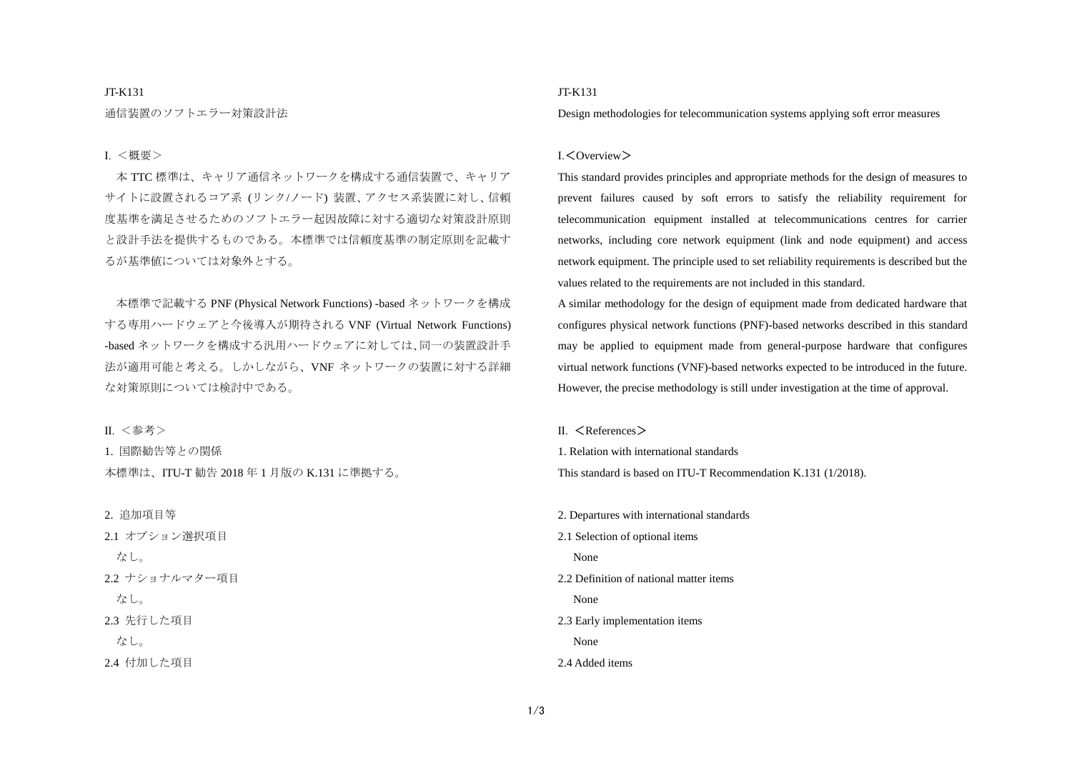JT-K131

# 通信装置のソフトエラー対策設計法

## I. ＜概要＞

本 TTC 標準は、キャリア通信ネットワークを構成する通信装置で、キャリアサイトに設置されるコア系 (リンク/ノード) 装置、アクセス系装置に対し、信頼度基準を満足させるためのソフトエラー起因故障に対する適切な対策設計原則と設計手法を提供するものである。本標準では信頼度基準の制定原則を記載するが基準値については対象外とする。

本標準で記載する PNF (Physical Network Functions) -based ネットワークを構成する専用ハードウェアと今後導入が期待される VNF (Virtual Network Functions) -based ネットワークを構成する汎用ハードウェアに対しては、同一の装置設計手法が適用可能と考える。しかしながら、VNF ネットワークの装置に対する詳細な対策原則については検討中である。

## II. ＜参考＞

### 1. 国際勧告等との関係

本標準は、ITU-T 勧告 2018 年 1 月版の K.131 に準拠する。

### 2. 追加項目等

#### 2.1 オプション選択項目

なし。

#### 2.2 ナショナルマター項目

なし。

#### 2.3 先行した項目

なし。

#### 2.4 付加した項目

---

JT-K131

# Design methodologies for telecommunication systems applying soft error measures

## I.＜Overview＞

This standard provides principles and appropriate methods for the design of measures to prevent failures caused by soft errors to satisfy the reliability requirement for telecommunication equipment installed at telecommunications centres for carrier networks, including core network equipment (link and node equipment) and access network equipment. The principle used to set reliability requirements is described but the values related to the requirements are not included in this standard.

A similar methodology for the design of equipment made from dedicated hardware that configures physical network functions (PNF)-based networks described in this standard may be applied to equipment made from general-purpose hardware that configures virtual network functions (VNF)-based networks expected to be introduced in the future. However, the precise methodology is still under investigation at the time of approval.

## II. ＜References＞

### 1. Relation with international standards

This standard is based on ITU-T Recommendation K.131 (1/2018).

### 2. Departures with international standards

#### 2.1 Selection of optional items

None

#### 2.2 Definition of national matter items

None

#### 2.3 Early implementation items

None

#### 2.4 Added items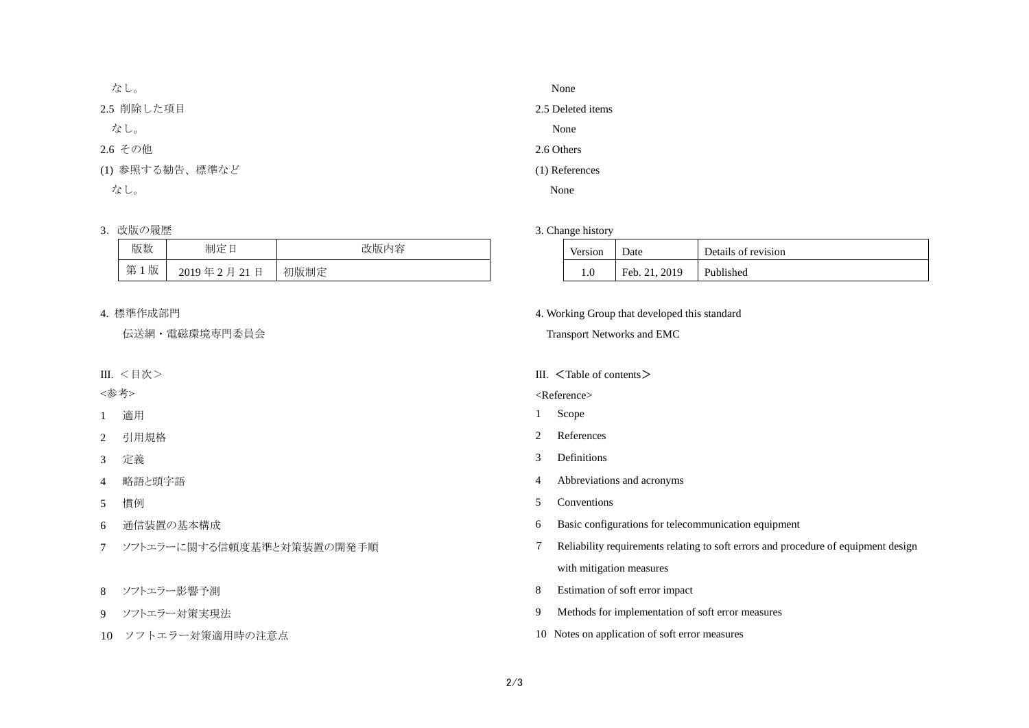なし。

2.5 削除した項目

なし。

2.6 その他

(1) 参照する勧告、標準など

なし。

3. 改版の履歴

| 版数 | 制定日 | 改版内容 |
|---|---|---|
| 第 1 版 | 2019 年 2 月 21 日 | 初版制定 |

4. 標準作成部門

伝送網・電磁環境専門委員会

III. ＜目次＞

<参考>

1 適用

2 引用規格

3 定義

4 略語と頭字語

5 慣例

6 通信装置の基本構成

7 ソフトエラーに関する信頼度基準と対策装置の開発手順

8 ソフトエラー影響予測

9 ソフトエラー対策実現法

10 ソフトエラー対策適用時の注意点

None

2.5 Deleted items

None

2.6 Others

(1) References

None

3. Change history

| Version | Date | Details of revision |
|---|---|---|
| 1.0 | Feb. 21, 2019 | Published |

4. Working Group that developed this standard

Transport Networks and EMC

III. ＜Table of contents＞

<Reference>

1 Scope

2 References

3 Definitions

4 Abbreviations and acronyms

5 Conventions

6 Basic configurations for telecommunication equipment

7 Reliability requirements relating to soft errors and procedure of equipment design with mitigation measures

8 Estimation of soft error impact

9 Methods for implementation of soft error measures

10 Notes on application of soft error measures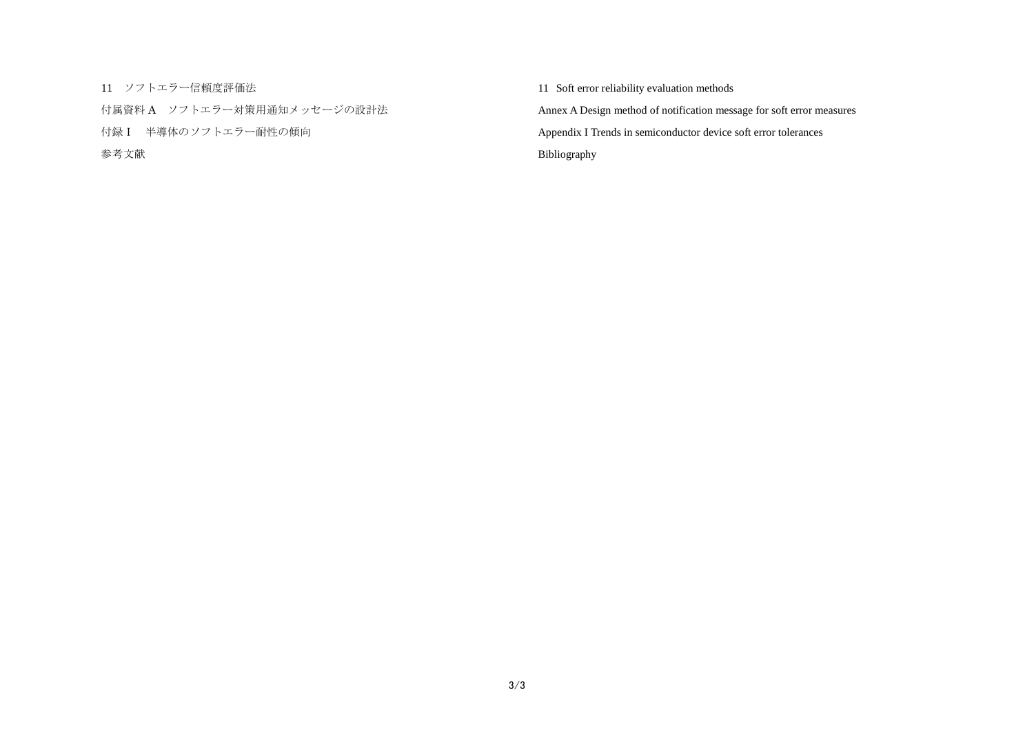11　ソフトエラー信頼度評価法

付属資料 A　ソフトエラー対策用通知メッセージの設計法

付録 I　半導体のソフトエラー耐性の傾向

参考文献

11 Soft error reliability evaluation methods

Annex A Design method of notification message for soft error measures

Appendix I Trends in semiconductor device soft error tolerances

Bibliography